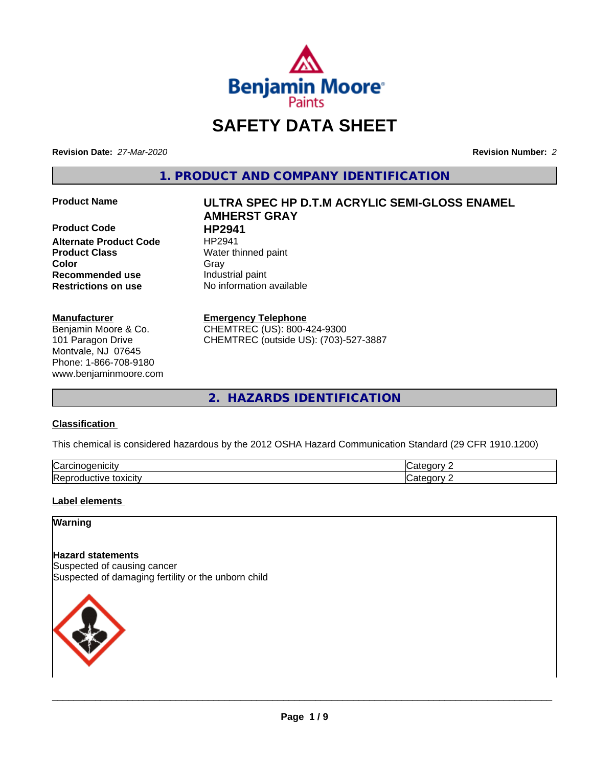# SAFETY DATA SHEET

**Revision Date:** *27-Mar-2020*

**Revision Number:** *2*

## 1. PRODUCT AND COMPANY IDENTIFICATION

| | |
|---|---|
| **Product Name** | **ULTRA SPEC HP D.T.M ACRYLIC SEMI-GLOSS ENAMEL AMHERST GRAY** |
| **Product Code** | **HP2941** |
| **Alternate Product Code** | HP2941 |
| **Product Class** | Water thinned paint |
| **Color** | Gray |
| **Recommended use** | Industrial paint |
| **Restrictions on use** | No information available |

**Manufacturer**
Benjamin Moore & Co.
101 Paragon Drive
Montvale, NJ 07645
Phone: 1-866-708-9180
www.benjaminmoore.com

**Emergency Telephone**
CHEMTREC (US): 800-424-9300
CHEMTREC (outside US): (703)-527-3887

## 2. HAZARDS IDENTIFICATION

**Classification**

This chemical is considered hazardous by the 2012 OSHA Hazard Communication Standard (29 CFR 1910.1200)

| | |
|---|---|
| Carcinogenicity | Category 2 |
| Reproductive toxicity | Category 2 |

**Label elements**

**Warning**

**Hazard statements**
Suspected of causing cancer
Suspected of damaging fertility or the unborn child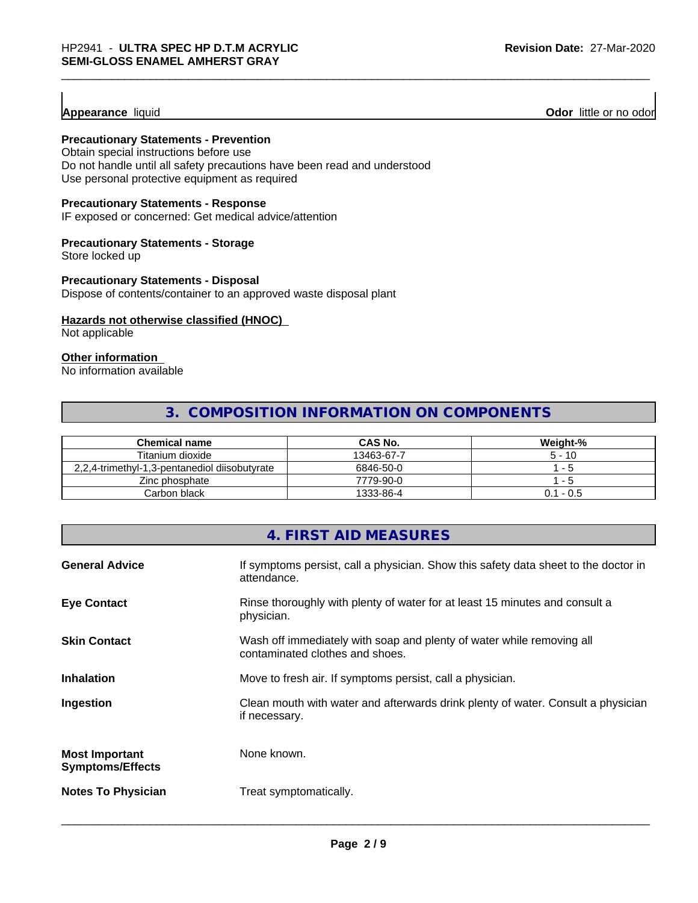**Appearance** liquid **Odor** little or no odor

**Precautionary Statements - Prevention**
Obtain special instructions before use
Do not handle until all safety precautions have been read and understood
Use personal protective equipment as required

**Precautionary Statements - Response**
IF exposed or concerned: Get medical advice/attention

**Precautionary Statements - Storage**
Store locked up

**Precautionary Statements - Disposal**
Dispose of contents/container to an approved waste disposal plant

**Hazards not otherwise classified (HNOC)**
Not applicable

**Other information**
No information available

## 3. COMPOSITION INFORMATION ON COMPONENTS

| Chemical name | CAS No. | Weight-% |
|---|---|---|
| Titanium dioxide | 13463-67-7 | 5 - 10 |
| 2,2,4-trimethyl-1,3-pentanediol diisobutyrate | 6846-50-0 | 1 - 5 |
| Zinc phosphate | 7779-90-0 | 1 - 5 |
| Carbon black | 1333-86-4 | 0.1 - 0.5 |

## 4. FIRST AID MEASURES

**General Advice** If symptoms persist, call a physician. Show this safety data sheet to the doctor in attendance.

**Eye Contact** Rinse thoroughly with plenty of water for at least 15 minutes and consult a physician.

**Skin Contact** Wash off immediately with soap and plenty of water while removing all contaminated clothes and shoes.

**Inhalation** Move to fresh air. If symptoms persist, call a physician.

**Ingestion** Clean mouth with water and afterwards drink plenty of water. Consult a physician if necessary.

**Most Important Symptoms/Effects** None known.

**Notes To Physician** Treat symptomatically.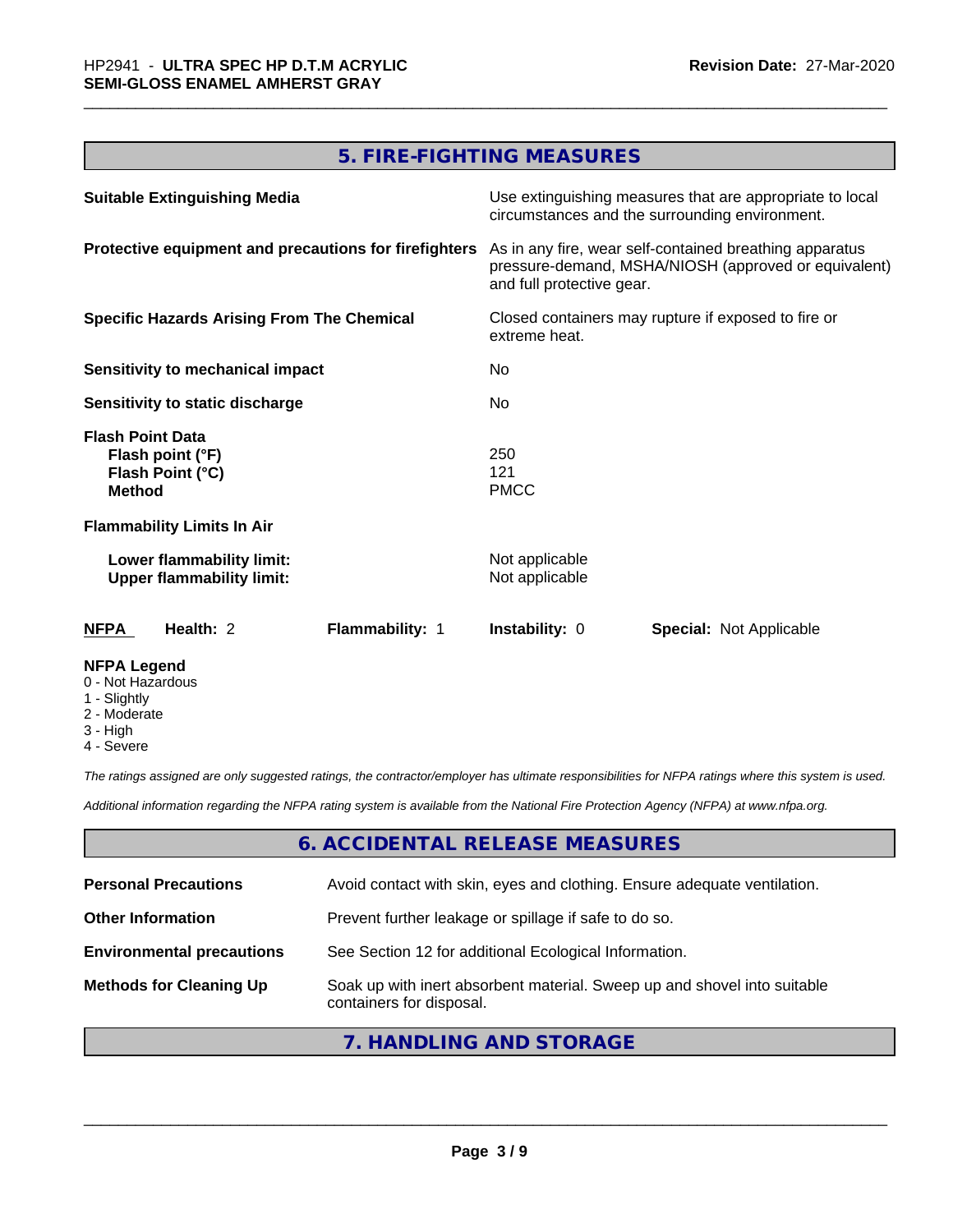## 5. FIRE-FIGHTING MEASURES

| | |
|---|---|
| **Suitable Extinguishing Media** | Use extinguishing measures that are appropriate to local circumstances and the surrounding environment. |
| **Protective equipment and precautions for firefighters** | As in any fire, wear self-contained breathing apparatus pressure-demand, MSHA/NIOSH (approved or equivalent) and full protective gear. |
| **Specific Hazards Arising From The Chemical** | Closed containers may rupture if exposed to fire or extreme heat. |
| **Sensitivity to mechanical impact** | No |
| **Sensitivity to static discharge** | No |

**Flash Point Data**

| | |
|---|---|
| **Flash point (°F)** | 250 |
| **Flash Point (°C)** | 121 |
| **Method** | PMCC |

**Flammability Limits In Air**

| | |
|---|---|
| **Lower flammability limit:** | Not applicable |
| **Upper flammability limit:** | Not applicable |

| **NFPA** | **Health:** 2 | **Flammability:** 1 | **Instability:** 0 | **Special:** Not Applicable |
|---|---|---|---|---|

**NFPA Legend**
- 0 - Not Hazardous
- 1 - Slightly
- 2 - Moderate
- 3 - High
- 4 - Severe

*The ratings assigned are only suggested ratings, the contractor/employer has ultimate responsibilities for NFPA ratings where this system is used.*

*Additional information regarding the NFPA rating system is available from the National Fire Protection Agency (NFPA) at www.nfpa.org.*

## 6. ACCIDENTAL RELEASE MEASURES

| | |
|---|---|
| **Personal Precautions** | Avoid contact with skin, eyes and clothing. Ensure adequate ventilation. |
| **Other Information** | Prevent further leakage or spillage if safe to do so. |
| **Environmental precautions** | See Section 12 for additional Ecological Information. |
| **Methods for Cleaning Up** | Soak up with inert absorbent material. Sweep up and shovel into suitable containers for disposal. |

## 7. HANDLING AND STORAGE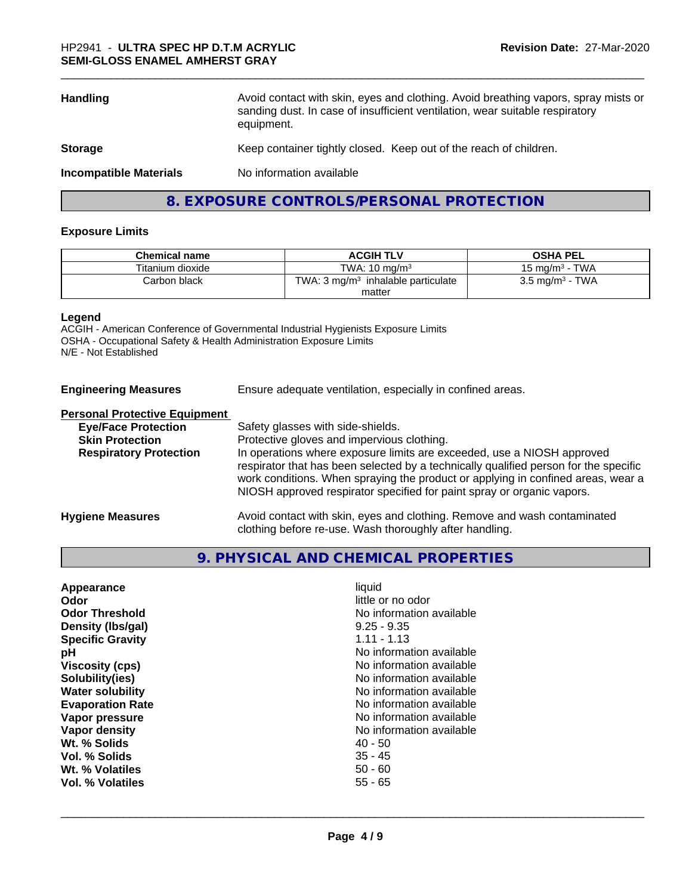| | |
|---|---|
| **Handling** | Avoid contact with skin, eyes and clothing. Avoid breathing vapors, spray mists or sanding dust. In case of insufficient ventilation, wear suitable respiratory equipment. |
| **Storage** | Keep container tightly closed. Keep out of the reach of children. |
| **Incompatible Materials** | No information available |

## 8. EXPOSURE CONTROLS/PERSONAL PROTECTION

### Exposure Limits

| Chemical name | ACGIH TLV | OSHA PEL |
|---|---|---|
| Titanium dioxide | TWA: 10 mg/m$^3$ | 15 mg/m$^3$ - TWA |
| Carbon black | TWA: 3 mg/m$^3$ inhalable particulate matter | 3.5 mg/m$^3$ - TWA |

**Legend**
ACGIH - American Conference of Governmental Industrial Hygienists Exposure Limits
OSHA - Occupational Safety & Health Administration Exposure Limits
N/E - Not Established

**Engineering Measures** Ensure adequate ventilation, especially in confined areas.

**Personal Protective Equipment**

- **Eye/Face Protection** Safety glasses with side-shields.
- **Skin Protection** Protective gloves and impervious clothing.
- **Respiratory Protection** In operations where exposure limits are exceeded, use a NIOSH approved respirator that has been selected by a technically qualified person for the specific work conditions. When spraying the product or applying in confined areas, wear a NIOSH approved respirator specified for paint spray or organic vapors.

**Hygiene Measures** Avoid contact with skin, eyes and clothing. Remove and wash contaminated clothing before re-use. Wash thoroughly after handling.

## 9. PHYSICAL AND CHEMICAL PROPERTIES

| | |
|---|---|
| **Appearance** | liquid |
| **Odor** | little or no odor |
| **Odor Threshold** | No information available |
| **Density (lbs/gal)** | 9.25 - 9.35 |
| **Specific Gravity** | 1.11 - 1.13 |
| **pH** | No information available |
| **Viscosity (cps)** | No information available |
| **Solubility(ies)** | No information available |
| **Water solubility** | No information available |
| **Evaporation Rate** | No information available |
| **Vapor pressure** | No information available |
| **Vapor density** | No information available |
| **Wt. % Solids** | 40 - 50 |
| **Vol. % Solids** | 35 - 45 |
| **Wt. % Volatiles** | 50 - 60 |
| **Vol. % Volatiles** | 55 - 65 |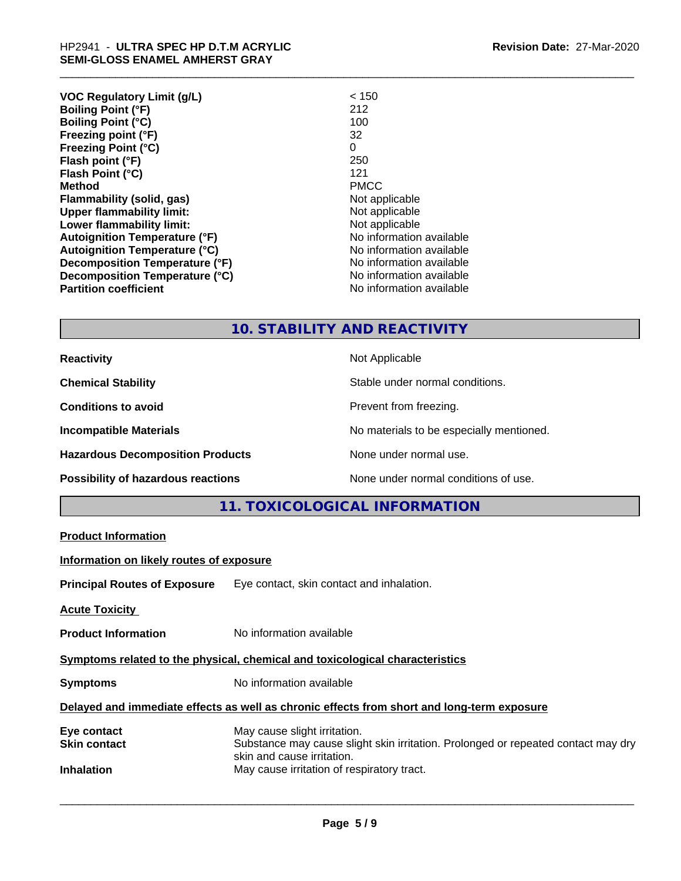| | |
|---|---|
| **VOC Regulatory Limit (g/L)** | < 150 |
| **Boiling Point (°F)** | 212 |
| **Boiling Point (°C)** | 100 |
| **Freezing point (°F)** | 32 |
| **Freezing Point (°C)** | 0 |
| **Flash point (°F)** | 250 |
| **Flash Point (°C)** | 121 |
| **Method** | PMCC |
| **Flammability (solid, gas)** | Not applicable |
| **Upper flammability limit:** | Not applicable |
| **Lower flammability limit:** | Not applicable |
| **Autoignition Temperature (°F)** | No information available |
| **Autoignition Temperature (°C)** | No information available |
| **Decomposition Temperature (°F)** | No information available |
| **Decomposition Temperature (°C)** | No information available |
| **Partition coefficient** | No information available |

## 10. STABILITY AND REACTIVITY

| | |
|---|---|
| **Reactivity** | Not Applicable |
| **Chemical Stability** | Stable under normal conditions. |
| **Conditions to avoid** | Prevent from freezing. |
| **Incompatible Materials** | No materials to be especially mentioned. |
| **Hazardous Decomposition Products** | None under normal use. |
| **Possibility of hazardous reactions** | None under normal conditions of use. |

## 11. TOXICOLOGICAL INFORMATION

**Product Information**

**Information on likely routes of exposure**

**Principal Routes of Exposure** Eye contact, skin contact and inhalation.

**Acute Toxicity**

**Product Information** No information available

**Symptoms related to the physical, chemical and toxicological characteristics**

**Symptoms** No information available

**Delayed and immediate effects as well as chronic effects from short and long-term exposure**

| | |
|---|---|
| **Eye contact** | May cause slight irritation. |
| **Skin contact** | Substance may cause slight skin irritation. Prolonged or repeated contact may dry skin and cause irritation. |
| **Inhalation** | May cause irritation of respiratory tract. |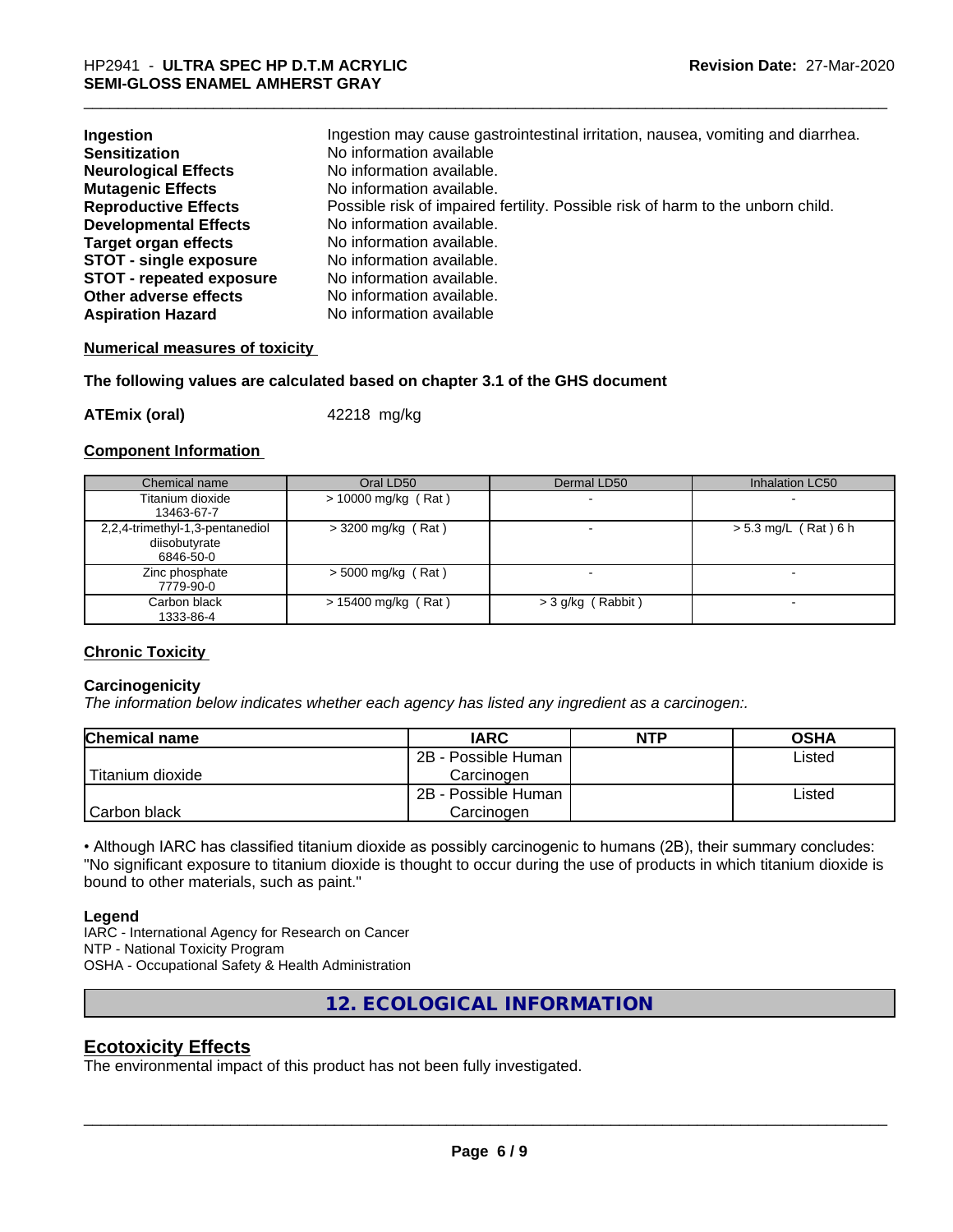| | |
|---|---|
| **Ingestion** | Ingestion may cause gastrointestinal irritation, nausea, vomiting and diarrhea. |
| **Sensitization** | No information available |
| **Neurological Effects** | No information available. |
| **Mutagenic Effects** | No information available. |
| **Reproductive Effects** | Possible risk of impaired fertility. Possible risk of harm to the unborn child. |
| **Developmental Effects** | No information available. |
| **Target organ effects** | No information available. |
| **STOT - single exposure** | No information available. |
| **STOT - repeated exposure** | No information available. |
| **Other adverse effects** | No information available. |
| **Aspiration Hazard** | No information available |

**Numerical measures of toxicity**

**The following values are calculated based on chapter 3.1 of the GHS document**

**ATEmix (oral)** 42218 mg/kg

**Component Information**

| Chemical name | Oral LD50 | Dermal LD50 | Inhalation LC50 |
|---|---|---|---|
| Titanium dioxide<br>13463-67-7 | > 10000 mg/kg ( Rat ) | - | - |
| 2,2,4-trimethyl-1,3-pentanediol diisobutyrate<br>6846-50-0 | > 3200 mg/kg ( Rat ) | - | > 5.3 mg/L ( Rat ) 6 h |
| Zinc phosphate<br>7779-90-0 | > 5000 mg/kg ( Rat ) | - | - |
| Carbon black<br>1333-86-4 | > 15400 mg/kg ( Rat ) | > 3 g/kg ( Rabbit ) | - |

**Chronic Toxicity**

**Carcinogenicity**

*The information below indicates whether each agency has listed any ingredient as a carcinogen:.*

| Chemical name | IARC | NTP | OSHA |
|---|---|---|---|
| Titanium dioxide | 2B - Possible Human Carcinogen | | Listed |
| Carbon black | 2B - Possible Human Carcinogen | | Listed |

• Although IARC has classified titanium dioxide as possibly carcinogenic to humans (2B), their summary concludes: "No significant exposure to titanium dioxide is thought to occur during the use of products in which titanium dioxide is bound to other materials, such as paint."

**Legend**

IARC - International Agency for Research on Cancer
NTP - National Toxicity Program
OSHA - Occupational Safety & Health Administration

## 12. ECOLOGICAL INFORMATION

### Ecotoxicity Effects

The environmental impact of this product has not been fully investigated.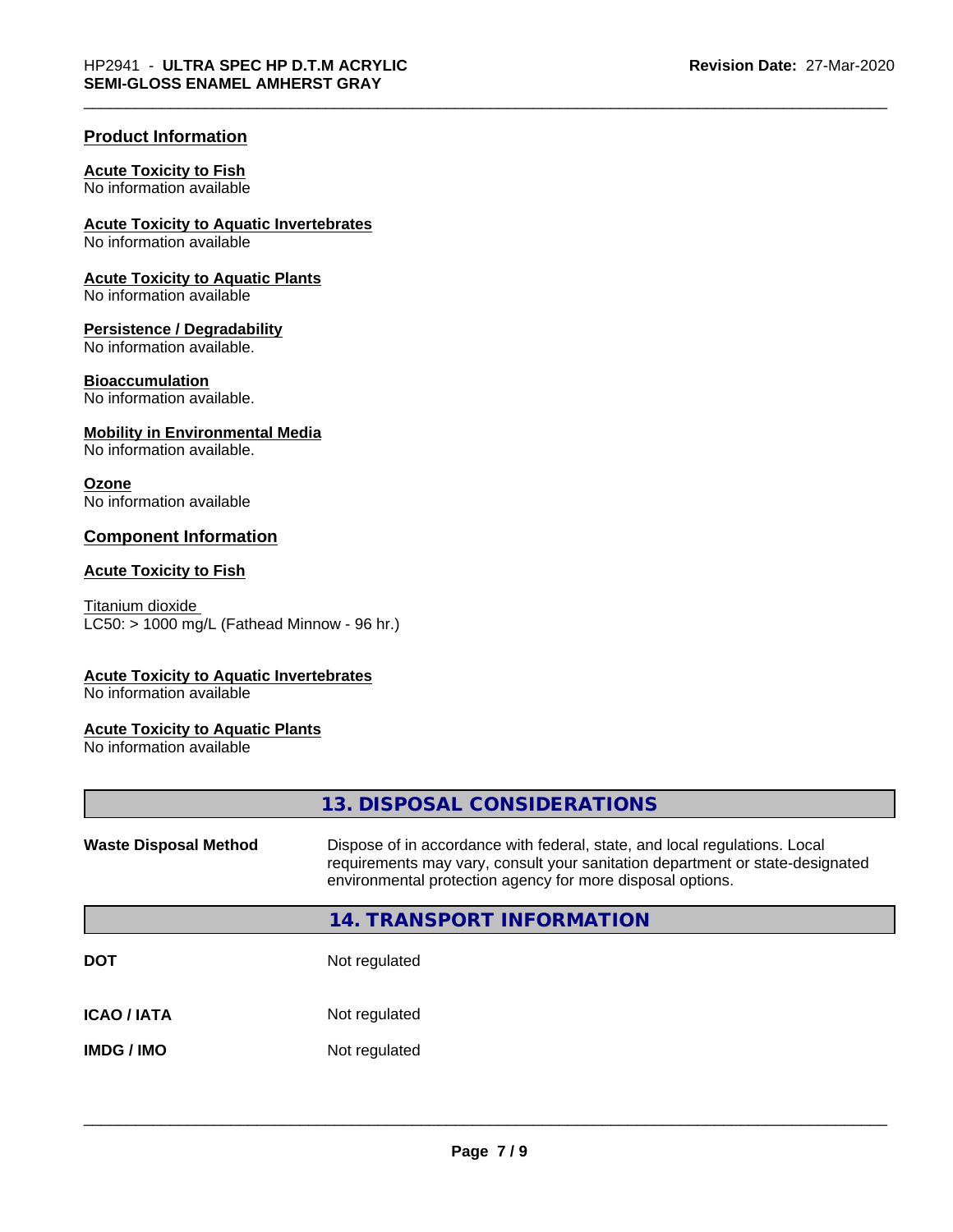## Product Information

**Acute Toxicity to Fish**
No information available

**Acute Toxicity to Aquatic Invertebrates**
No information available

**Acute Toxicity to Aquatic Plants**
No information available

**Persistence / Degradability**
No information available.

**Bioaccumulation**
No information available.

**Mobility in Environmental Media**
No information available.

**Ozone**
No information available

## Component Information

**Acute Toxicity to Fish**

Titanium dioxide
LC50: > 1000 mg/L (Fathead Minnow - 96 hr.)

**Acute Toxicity to Aquatic Invertebrates**
No information available

**Acute Toxicity to Aquatic Plants**
No information available

## 13. DISPOSAL CONSIDERATIONS

| | |
|---|---|
| **Waste Disposal Method** | Dispose of in accordance with federal, state, and local regulations. Local requirements may vary, consult your sanitation department or state-designated environmental protection agency for more disposal options. |

## 14. TRANSPORT INFORMATION

| | |
|---|---|
| **DOT** | Not regulated |
| **ICAO / IATA** | Not regulated |
| **IMDG / IMO** | Not regulated |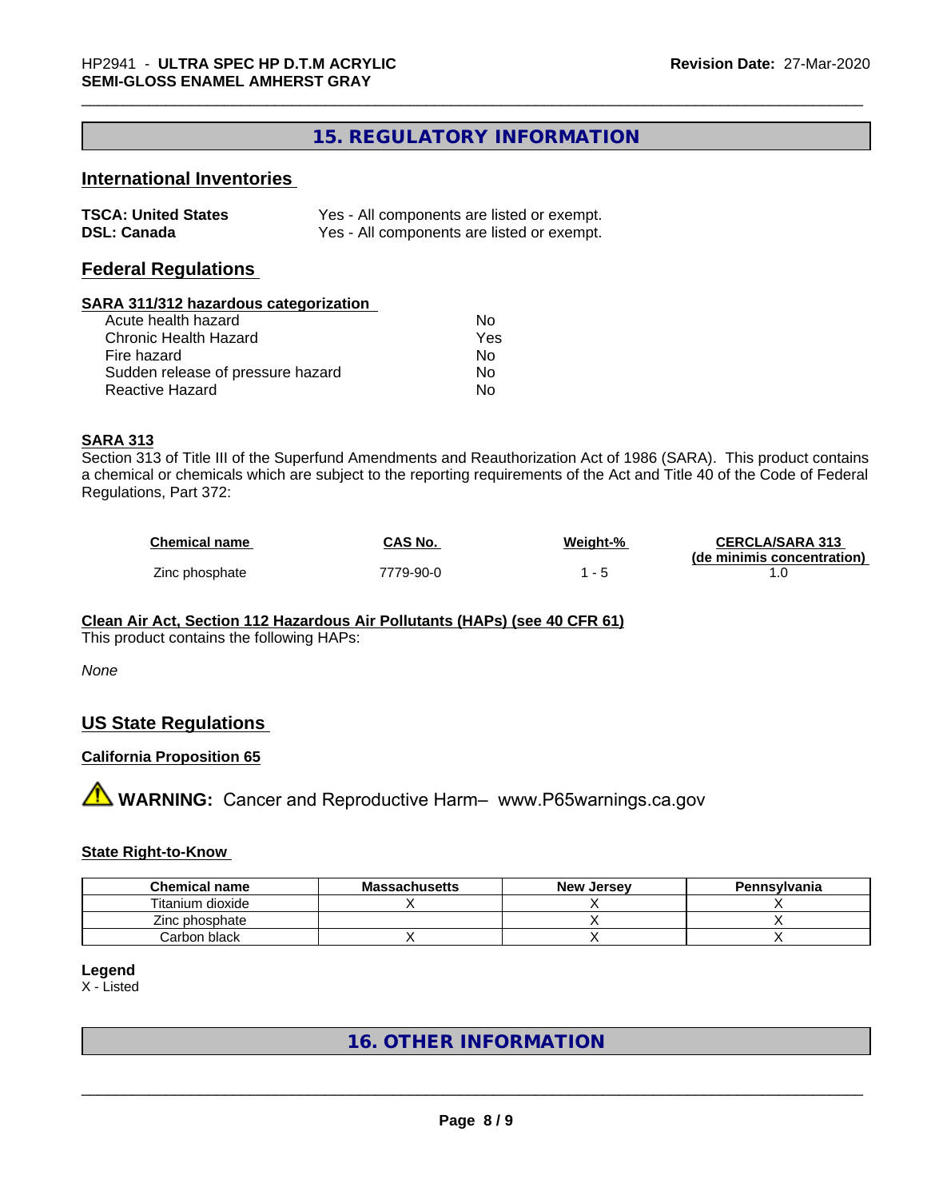## 15. REGULATORY INFORMATION

### International Inventories

| | |
|---|---|
| **TSCA: United States** | Yes - All components are listed or exempt. |
| **DSL: Canada** | Yes - All components are listed or exempt. |

### Federal Regulations

#### SARA 311/312 hazardous categorization

| | |
|---|---|
| Acute health hazard | No |
| Chronic Health Hazard | Yes |
| Fire hazard | No |
| Sudden release of pressure hazard | No |
| Reactive Hazard | No |

#### SARA 313

Section 313 of Title III of the Superfund Amendments and Reauthorization Act of 1986 (SARA). This product contains a chemical or chemicals which are subject to the reporting requirements of the Act and Title 40 of the Code of Federal Regulations, Part 372:

| Chemical name | CAS No. | Weight-% | CERCLA/SARA 313 (de minimis concentration) |
|---|---|---|---|
| Zinc phosphate | 7779-90-0 | 1 - 5 | 1.0 |

#### Clean Air Act, Section 112 Hazardous Air Pollutants (HAPs) (see 40 CFR 61)

This product contains the following HAPs:

*None*

### US State Regulations

#### California Proposition 65

⚠ **WARNING:** Cancer and Reproductive Harm– www.P65warnings.ca.gov

#### State Right-to-Know

| Chemical name | Massachusetts | New Jersey | Pennsylvania |
|---|---|---|---|
| Titanium dioxide | X | X | X |
| Zinc phosphate | | X | X |
| Carbon black | X | X | X |

**Legend**

X - Listed

## 16. OTHER INFORMATION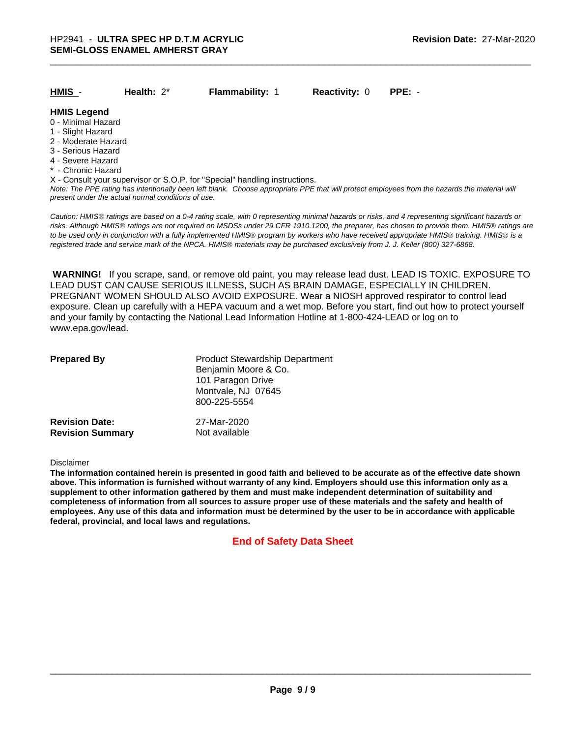| HMIS - | Health: 2* | Flammability: 1 | Reactivity: 0 | PPE: - |
|---|---|---|---|---|

**HMIS Legend**
0 - Minimal Hazard
1 - Slight Hazard
2 - Moderate Hazard
3 - Serious Hazard
4 - Severe Hazard
* - Chronic Hazard
X - Consult your supervisor or S.O.P. for "Special" handling instructions.

*Note: The PPE rating has intentionally been left blank. Choose appropriate PPE that will protect employees from the hazards the material will present under the actual normal conditions of use.*

*Caution: HMIS® ratings are based on a 0-4 rating scale, with 0 representing minimal hazards or risks, and 4 representing significant hazards or risks. Although HMIS® ratings are not required on MSDSs under 29 CFR 1910.1200, the preparer, has chosen to provide them. HMIS® ratings are to be used only in conjunction with a fully implemented HMIS® program by workers who have received appropriate HMIS® training. HMIS® is a registered trade and service mark of the NPCA. HMIS® materials may be purchased exclusively from J. J. Keller (800) 327-6868.*

**WARNING!** If you scrape, sand, or remove old paint, you may release lead dust. LEAD IS TOXIC. EXPOSURE TO LEAD DUST CAN CAUSE SERIOUS ILLNESS, SUCH AS BRAIN DAMAGE, ESPECIALLY IN CHILDREN. PREGNANT WOMEN SHOULD ALSO AVOID EXPOSURE. Wear a NIOSH approved respirator to control lead exposure. Clean up carefully with a HEPA vacuum and a wet mop. Before you start, find out how to protect yourself and your family by contacting the National Lead Information Hotline at 1-800-424-LEAD or log on to www.epa.gov/lead.

**Prepared By**
Product Stewardship Department
Benjamin Moore & Co.
101 Paragon Drive
Montvale, NJ 07645
800-225-5554

**Revision Date:** 27-Mar-2020
**Revision Summary** Not available

Disclaimer

**The information contained herein is presented in good faith and believed to be accurate as of the effective date shown above. This information is furnished without warranty of any kind. Employers should use this information only as a supplement to other information gathered by them and must make independent determination of suitability and completeness of information from all sources to assure proper use of these materials and the safety and health of employees. Any use of this data and information must be determined by the user to be in accordance with applicable federal, provincial, and local laws and regulations.**

**End of Safety Data Sheet**